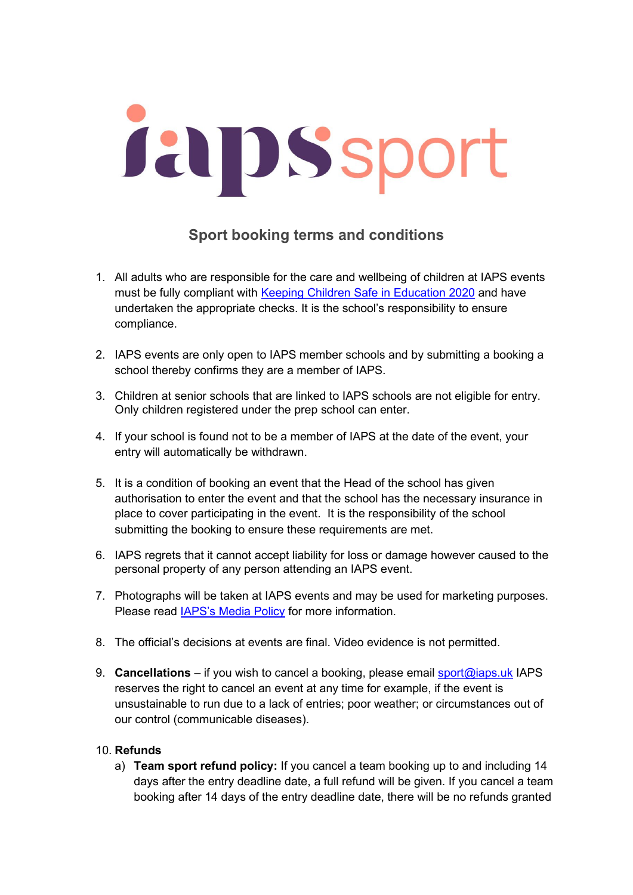iapssport

## Sport booking terms and conditions

1. All adults who are responsible for the care and wellbeing of children at IAPS events must be fully compliant with Keeping Children Safe in Education 2020 and have undertaken the appropriate checks. It is the school's responsibility to ensure compliance.

2. IAPS events are only open to IAPS member schools and by submitting a booking a school thereby confirms they are a member of IAPS.

3. Children at senior schools that are linked to IAPS schools are not eligible for entry. Only children registered under the prep school can enter.

4. If your school is found not to be a member of IAPS at the date of the event, your entry will automatically be withdrawn.

5. It is a condition of booking an event that the Head of the school has given authorisation to enter the event and that the school has the necessary insurance in place to cover participating in the event. It is the responsibility of the school submitting the booking to ensure these requirements are met.

6. IAPS regrets that it cannot accept liability for loss or damage however caused to the personal property of any person attending an IAPS event.

7. Photographs will be taken at IAPS events and may be used for marketing purposes. Please read IAPS's Media Policy for more information.

8. The official's decisions at events are final. Video evidence is not permitted.

9. **Cancellations** – if you wish to cancel a booking, please email sport@iaps.uk IAPS reserves the right to cancel an event at any time for example, if the event is unsustainable to run due to a lack of entries; poor weather; or circumstances out of our control (communicable diseases).

10. **Refunds**
    a) **Team sport refund policy:** If you cancel a team booking up to and including 14 days after the entry deadline date, a full refund will be given. If you cancel a team booking after 14 days of the entry deadline date, there will be no refunds granted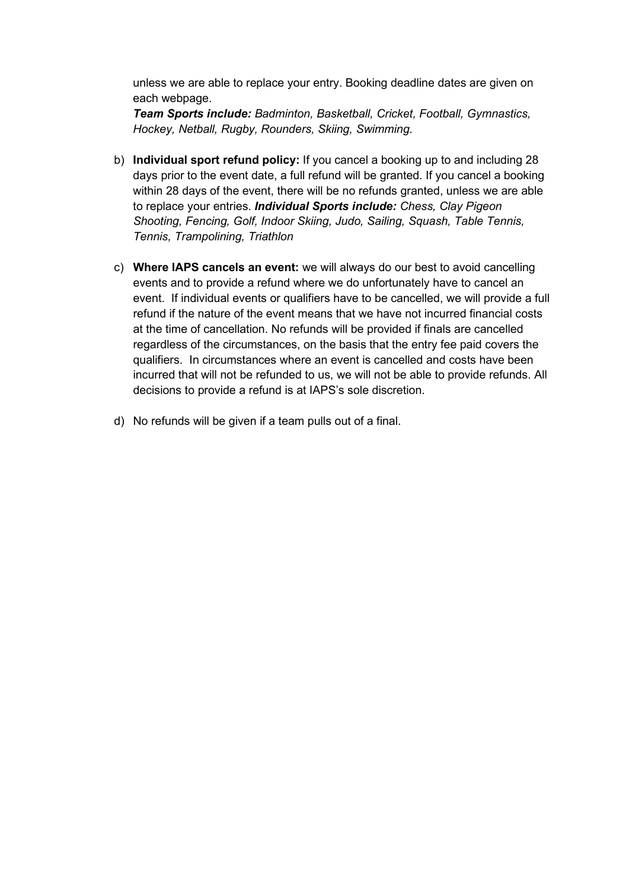unless we are able to replace your entry. Booking deadline dates are given on each webpage.
***Team Sports include:*** *Badminton, Basketball, Cricket, Football, Gymnastics, Hockey, Netball, Rugby, Rounders, Skiing, Swimming.*

b) **Individual sport refund policy:** If you cancel a booking up to and including 28 days prior to the event date, a full refund will be granted. If you cancel a booking within 28 days of the event, there will be no refunds granted, unless we are able to replace your entries. ***Individual Sports include:*** *Chess, Clay Pigeon Shooting, Fencing, Golf, Indoor Skiing, Judo, Sailing, Squash, Table Tennis, Tennis, Trampolining, Triathlon*

c) **Where IAPS cancels an event:** we will always do our best to avoid cancelling events and to provide a refund where we do unfortunately have to cancel an event. If individual events or qualifiers have to be cancelled, we will provide a full refund if the nature of the event means that we have not incurred financial costs at the time of cancellation. No refunds will be provided if finals are cancelled regardless of the circumstances, on the basis that the entry fee paid covers the qualifiers. In circumstances where an event is cancelled and costs have been incurred that will not be refunded to us, we will not be able to provide refunds. All decisions to provide a refund is at IAPS's sole discretion.

d) No refunds will be given if a team pulls out of a final.